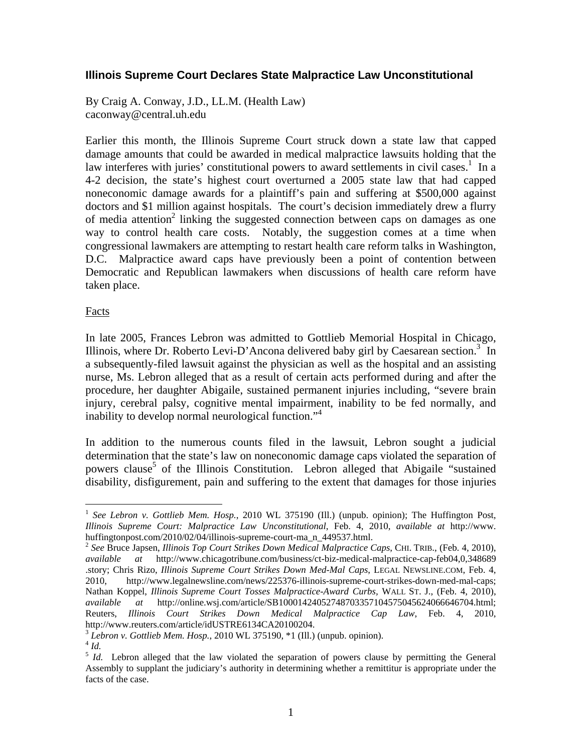## Illinois Supreme Court Declares State Malpractice Law Unconstitutional

By Craig A. Conway, J.D., LL.M. (Health Law)
caconway@central.uh.edu

Earlier this month, the Illinois Supreme Court struck down a state law that capped damage amounts that could be awarded in medical malpractice lawsuits holding that the law interferes with juries' constitutional powers to award settlements in civil cases.[1] In a 4-2 decision, the state's highest court overturned a 2005 state law that had capped noneconomic damage awards for a plaintiff's pain and suffering at $500,000 against doctors and $1 million against hospitals. The court's decision immediately drew a flurry of media attention[2] linking the suggested connection between caps on damages as one way to control health care costs. Notably, the suggestion comes at a time when congressional lawmakers are attempting to restart health care reform talks in Washington, D.C. Malpractice award caps have previously been a point of contention between Democratic and Republican lawmakers when discussions of health care reform have taken place.

Facts

In late 2005, Frances Lebron was admitted to Gottlieb Memorial Hospital in Chicago, Illinois, where Dr. Roberto Levi-D'Ancona delivered baby girl by Caesarean section.[3] In a subsequently-filed lawsuit against the physician as well as the hospital and an assisting nurse, Ms. Lebron alleged that as a result of certain acts performed during and after the procedure, her daughter Abigaile, sustained permanent injuries including, "severe brain injury, cerebral palsy, cognitive mental impairment, inability to be fed normally, and inability to develop normal neurological function."[4]

In addition to the numerous counts filed in the lawsuit, Lebron sought a judicial determination that the state's law on noneconomic damage caps violated the separation of powers clause[5] of the Illinois Constitution. Lebron alleged that Abigaile "sustained disability, disfigurement, pain and suffering to the extent that damages for those injuries

---

[1] *See Lebron v. Gottlieb Mem. Hosp.*, 2010 WL 375190 (Ill.) (unpub. opinion); The Huffington Post, *Illinois Supreme Court: Malpractice Law Unconstitutional*, Feb. 4, 2010, *available at* http://www.huffingtonpost.com/2010/02/04/illinois-supreme-court-ma_n_449537.html.

[2] *See* Bruce Japsen, *Illinois Top Court Strikes Down Medical Malpractice Caps*, CHI. TRIB., (Feb. 4, 2010), *available at* http://www.chicagotribune.com/business/ct-biz-medical-malpractice-cap-feb04,0,348689.story; Chris Rizo, *Illinois Supreme Court Strikes Down Med-Mal Caps*, LEGAL NEWSLINE.COM, Feb. 4, 2010, http://www.legalnewsline.com/news/225376-illinois-supreme-court-strikes-down-med-mal-caps; Nathan Koppel, *Illinois Supreme Court Tosses Malpractice-Award Curbs,* WALL ST. J., (Feb. 4, 2010), *available at* http://online.wsj.com/article/SB10001424052748703357104575045624066646704.html; Reuters, *Illinois Court Strikes Down Medical Malpractice Cap Law*, Feb. 4, 2010, http://www.reuters.com/article/idUSTRE6134CA20100204.

[3] *Lebron v. Gottlieb Mem. Hosp.*, 2010 WL 375190, *1 (Ill.) (unpub. opinion).

[4] *Id.*

[5] *Id.* Lebron alleged that the law violated the separation of powers clause by permitting the General Assembly to supplant the judiciary's authority in determining whether a remittitur is appropriate under the facts of the case.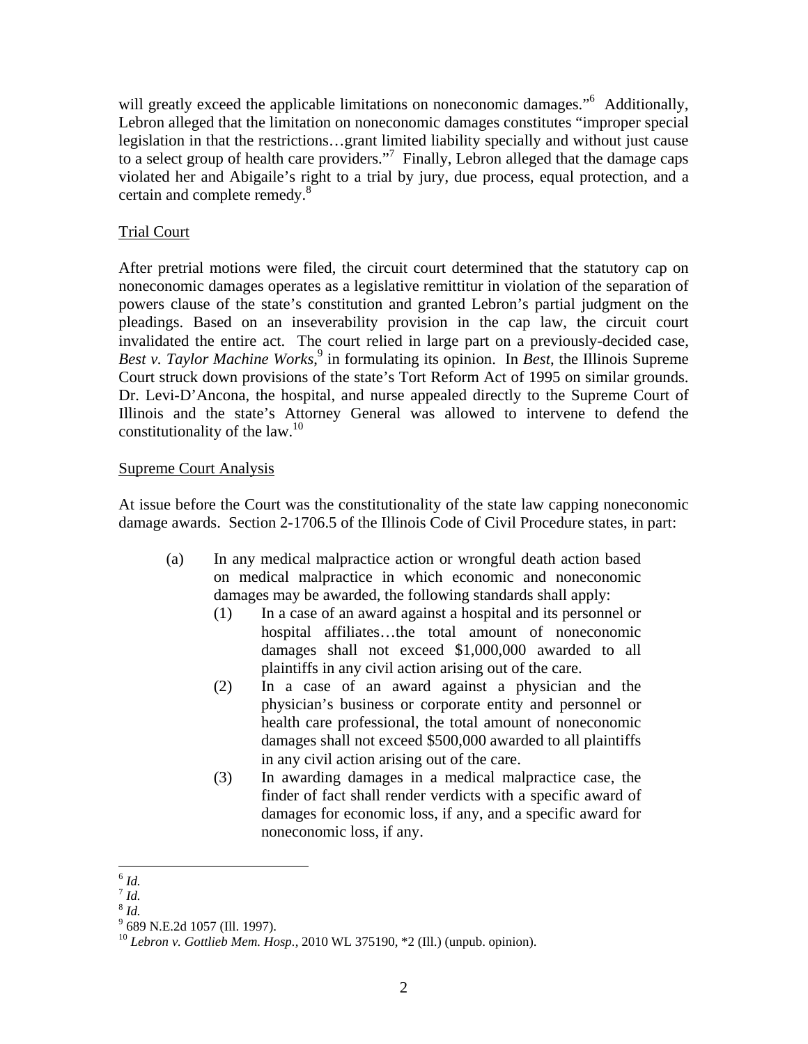will greatly exceed the applicable limitations on noneconomic damages."[6] Additionally, Lebron alleged that the limitation on noneconomic damages constitutes "improper special legislation in that the restrictions…grant limited liability specially and without just cause to a select group of health care providers."[7] Finally, Lebron alleged that the damage caps violated her and Abigaile's right to a trial by jury, due process, equal protection, and a certain and complete remedy.[8]

<u>Trial Court</u>

After pretrial motions were filed, the circuit court determined that the statutory cap on noneconomic damages operates as a legislative remittitur in violation of the separation of powers clause of the state's constitution and granted Lebron's partial judgment on the pleadings. Based on an inseverability provision in the cap law, the circuit court invalidated the entire act. The court relied in large part on a previously-decided case, *Best v. Taylor Machine Works*,[9] in formulating its opinion. In *Best*, the Illinois Supreme Court struck down provisions of the state's Tort Reform Act of 1995 on similar grounds. Dr. Levi-D'Ancona, the hospital, and nurse appealed directly to the Supreme Court of Illinois and the state's Attorney General was allowed to intervene to defend the constitutionality of the law.[10]

<u>Supreme Court Analysis</u>

At issue before the Court was the constitutionality of the state law capping noneconomic damage awards. Section 2-1706.5 of the Illinois Code of Civil Procedure states, in part:

> (a) In any medical malpractice action or wrongful death action based on medical malpractice in which economic and noneconomic damages may be awarded, the following standards shall apply:
>
> (1) In a case of an award against a hospital and its personnel or hospital affiliates…the total amount of noneconomic damages shall not exceed $1,000,000 awarded to all plaintiffs in any civil action arising out of the care.
>
> (2) In a case of an award against a physician and the physician's business or corporate entity and personnel or health care professional, the total amount of noneconomic damages shall not exceed $500,000 awarded to all plaintiffs in any civil action arising out of the care.
>
> (3) In awarding damages in a medical malpractice case, the finder of fact shall render verdicts with a specific award of damages for economic loss, if any, and a specific award for noneconomic loss, if any.

---

[6] *Id.*

[7] *Id.*

[8] *Id.*

[9] 689 N.E.2d 1057 (Ill. 1997).

[10] *Lebron v. Gottlieb Mem. Hosp.*, 2010 WL 375190, *2 (Ill.) (unpub. opinion).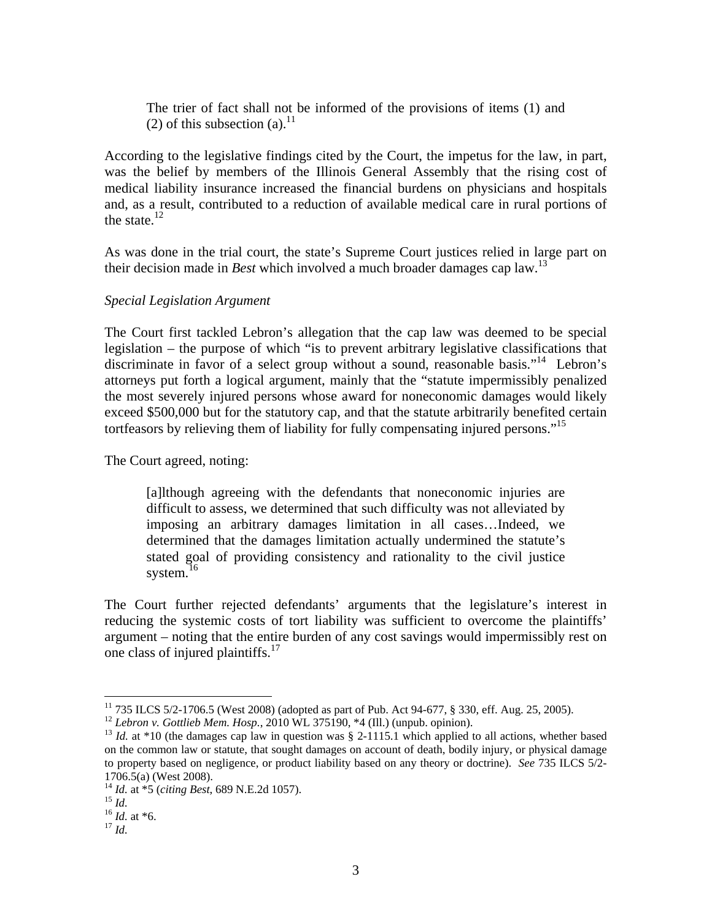> The trier of fact shall not be informed of the provisions of items (1) and (2) of this subsection (a).[11]

According to the legislative findings cited by the Court, the impetus for the law, in part, was the belief by members of the Illinois General Assembly that the rising cost of medical liability insurance increased the financial burdens on physicians and hospitals and, as a result, contributed to a reduction of available medical care in rural portions of the state.[12]

As was done in the trial court, the state's Supreme Court justices relied in large part on their decision made in *Best* which involved a much broader damages cap law.[13]

*Special Legislation Argument*

The Court first tackled Lebron's allegation that the cap law was deemed to be special legislation – the purpose of which "is to prevent arbitrary legislative classifications that discriminate in favor of a select group without a sound, reasonable basis."[14] Lebron's attorneys put forth a logical argument, mainly that the "statute impermissibly penalized the most severely injured persons whose award for noneconomic damages would likely exceed $500,000 but for the statutory cap, and that the statute arbitrarily benefited certain tortfeasors by relieving them of liability for fully compensating injured persons."[15]

The Court agreed, noting:

> [a]lthough agreeing with the defendants that noneconomic injuries are difficult to assess, we determined that such difficulty was not alleviated by imposing an arbitrary damages limitation in all cases…Indeed, we determined that the damages limitation actually undermined the statute's stated goal of providing consistency and rationality to the civil justice system.[16]

The Court further rejected defendants' arguments that the legislature's interest in reducing the systemic costs of tort liability was sufficient to overcome the plaintiffs' argument – noting that the entire burden of any cost savings would impermissibly rest on one class of injured plaintiffs.[17]

---

[11] 735 ILCS 5/2-1706.5 (West 2008) (adopted as part of Pub. Act 94-677, § 330, eff. Aug. 25, 2005).

[12] *Lebron v. Gottlieb Mem. Hosp.*, 2010 WL 375190, *4 (Ill.) (unpub. opinion).

[13] *Id.* at *10 (the damages cap law in question was § 2-1115.1 which applied to all actions, whether based on the common law or statute, that sought damages on account of death, bodily injury, or physical damage to property based on negligence, or product liability based on any theory or doctrine). *See* 735 ILCS 5/2-1706.5(a) (West 2008).

[14] *Id.* at *5 (*citing Best*, 689 N.E.2d 1057).

[15] *Id.*

[16] *Id.* at *6.

[17] *Id.*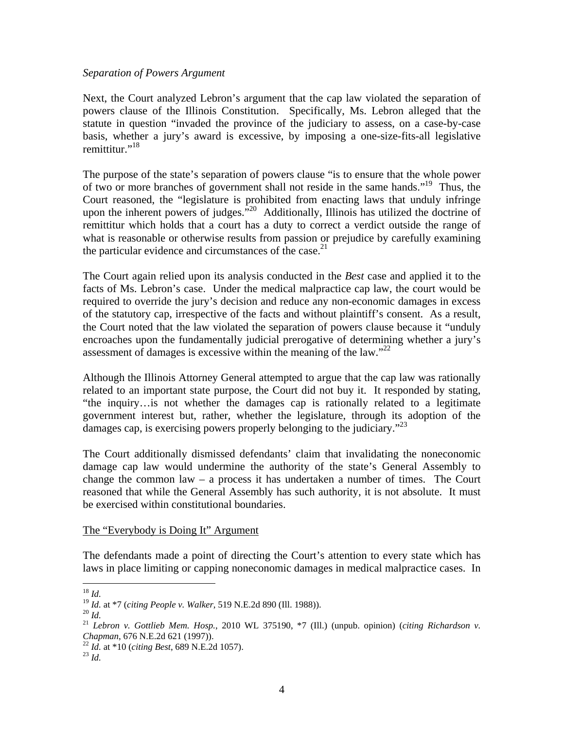*Separation of Powers Argument*

Next, the Court analyzed Lebron's argument that the cap law violated the separation of powers clause of the Illinois Constitution. Specifically, Ms. Lebron alleged that the statute in question "invaded the province of the judiciary to assess, on a case-by-case basis, whether a jury's award is excessive, by imposing a one-size-fits-all legislative remittitur."[18]

The purpose of the state's separation of powers clause "is to ensure that the whole power of two or more branches of government shall not reside in the same hands."[19] Thus, the Court reasoned, the "legislature is prohibited from enacting laws that unduly infringe upon the inherent powers of judges."[20] Additionally, Illinois has utilized the doctrine of remittitur which holds that a court has a duty to correct a verdict outside the range of what is reasonable or otherwise results from passion or prejudice by carefully examining the particular evidence and circumstances of the case.[21]

The Court again relied upon its analysis conducted in the *Best* case and applied it to the facts of Ms. Lebron's case. Under the medical malpractice cap law, the court would be required to override the jury's decision and reduce any non-economic damages in excess of the statutory cap, irrespective of the facts and without plaintiff's consent. As a result, the Court noted that the law violated the separation of powers clause because it "unduly encroaches upon the fundamentally judicial prerogative of determining whether a jury's assessment of damages is excessive within the meaning of the law."[22]

Although the Illinois Attorney General attempted to argue that the cap law was rationally related to an important state purpose, the Court did not buy it. It responded by stating, "the inquiry…is not whether the damages cap is rationally related to a legitimate government interest but, rather, whether the legislature, through its adoption of the damages cap, is exercising powers properly belonging to the judiciary."[23]

The Court additionally dismissed defendants' claim that invalidating the noneconomic damage cap law would undermine the authority of the state's General Assembly to change the common law – a process it has undertaken a number of times. The Court reasoned that while the General Assembly has such authority, it is not absolute. It must be exercised within constitutional boundaries.

<u>The "Everybody is Doing It" Argument</u>

The defendants made a point of directing the Court's attention to every state which has laws in place limiting or capping noneconomic damages in medical malpractice cases. In

---

[18] *Id.*

[19] *Id.* at *7 (*citing People v. Walker*, 519 N.E.2d 890 (Ill. 1988)).

[20] *Id.*

[21] *Lebron v. Gottlieb Mem. Hosp.*, 2010 WL 375190, *7 (Ill.) (unpub. opinion) (*citing Richardson v. Chapman*, 676 N.E.2d 621 (1997)).

[22] *Id.* at *10 (*citing Best*, 689 N.E.2d 1057).

[23] *Id.*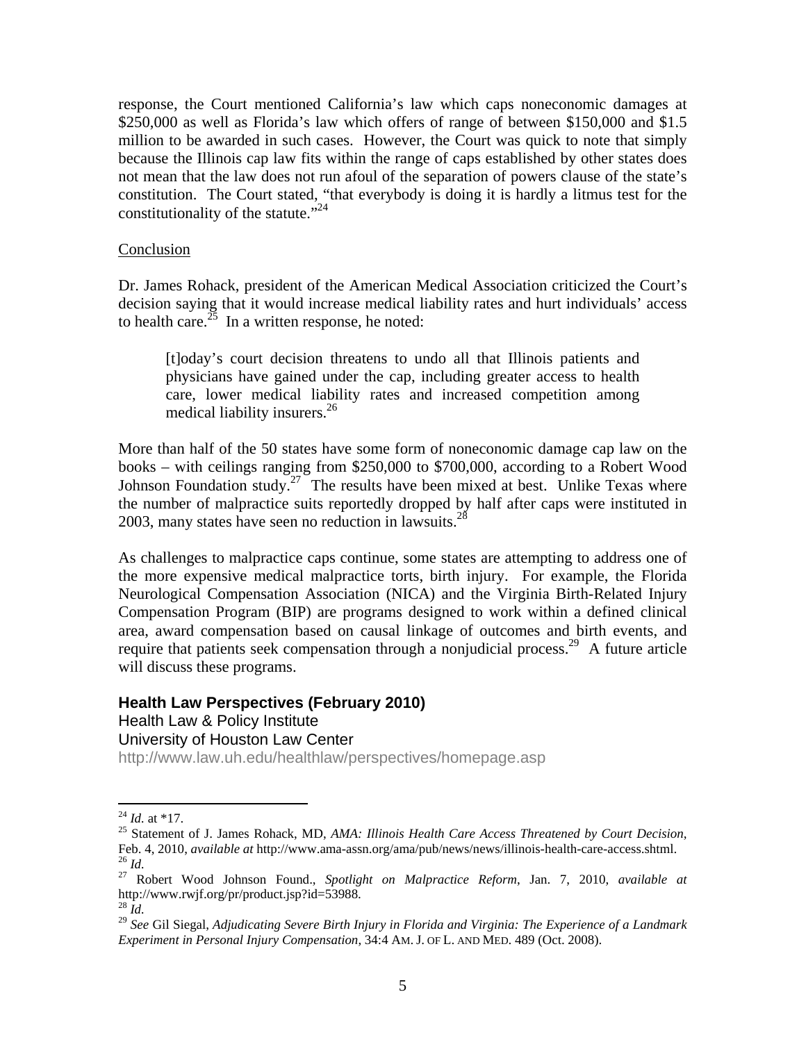response, the Court mentioned California's law which caps noneconomic damages at $250,000 as well as Florida's law which offers of range of between $150,000 and $1.5 million to be awarded in such cases. However, the Court was quick to note that simply because the Illinois cap law fits within the range of caps established by other states does not mean that the law does not run afoul of the separation of powers clause of the state's constitution. The Court stated, "that everybody is doing it is hardly a litmus test for the constitutionality of the statute."[24]

## Conclusion

Dr. James Rohack, president of the American Medical Association criticized the Court's decision saying that it would increase medical liability rates and hurt individuals' access to health care.[25] In a written response, he noted:

> [t]oday's court decision threatens to undo all that Illinois patients and physicians have gained under the cap, including greater access to health care, lower medical liability rates and increased competition among medical liability insurers.[26]

More than half of the 50 states have some form of noneconomic damage cap law on the books – with ceilings ranging from $250,000 to $700,000, according to a Robert Wood Johnson Foundation study.[27] The results have been mixed at best. Unlike Texas where the number of malpractice suits reportedly dropped by half after caps were instituted in 2003, many states have seen no reduction in lawsuits.[28]

As challenges to malpractice caps continue, some states are attempting to address one of the more expensive medical malpractice torts, birth injury. For example, the Florida Neurological Compensation Association (NICA) and the Virginia Birth-Related Injury Compensation Program (BIP) are programs designed to work within a defined clinical area, award compensation based on causal linkage of outcomes and birth events, and require that patients seek compensation through a nonjudicial process.[29] A future article will discuss these programs.

**Health Law Perspectives (February 2010)**
Health Law & Policy Institute
University of Houston Law Center
http://www.law.uh.edu/healthlaw/perspectives/homepage.asp

---

[24] *Id.* at *17.
[25] Statement of J. James Rohack, MD, *AMA: Illinois Health Care Access Threatened by Court Decision*, Feb. 4, 2010, *available at* http://www.ama-assn.org/ama/pub/news/news/illinois-health-care-access.shtml.
[26] *Id.*
[27] Robert Wood Johnson Found., *Spotlight on Malpractice Reform*, Jan. 7, 2010, *available at* http://www.rwjf.org/pr/product.jsp?id=53988.
[28] *Id.*
[29] *See* Gil Siegal, *Adjudicating Severe Birth Injury in Florida and Virginia: The Experience of a Landmark Experiment in Personal Injury Compensation*, 34:4 AM. J. OF L. AND MED. 489 (Oct. 2008).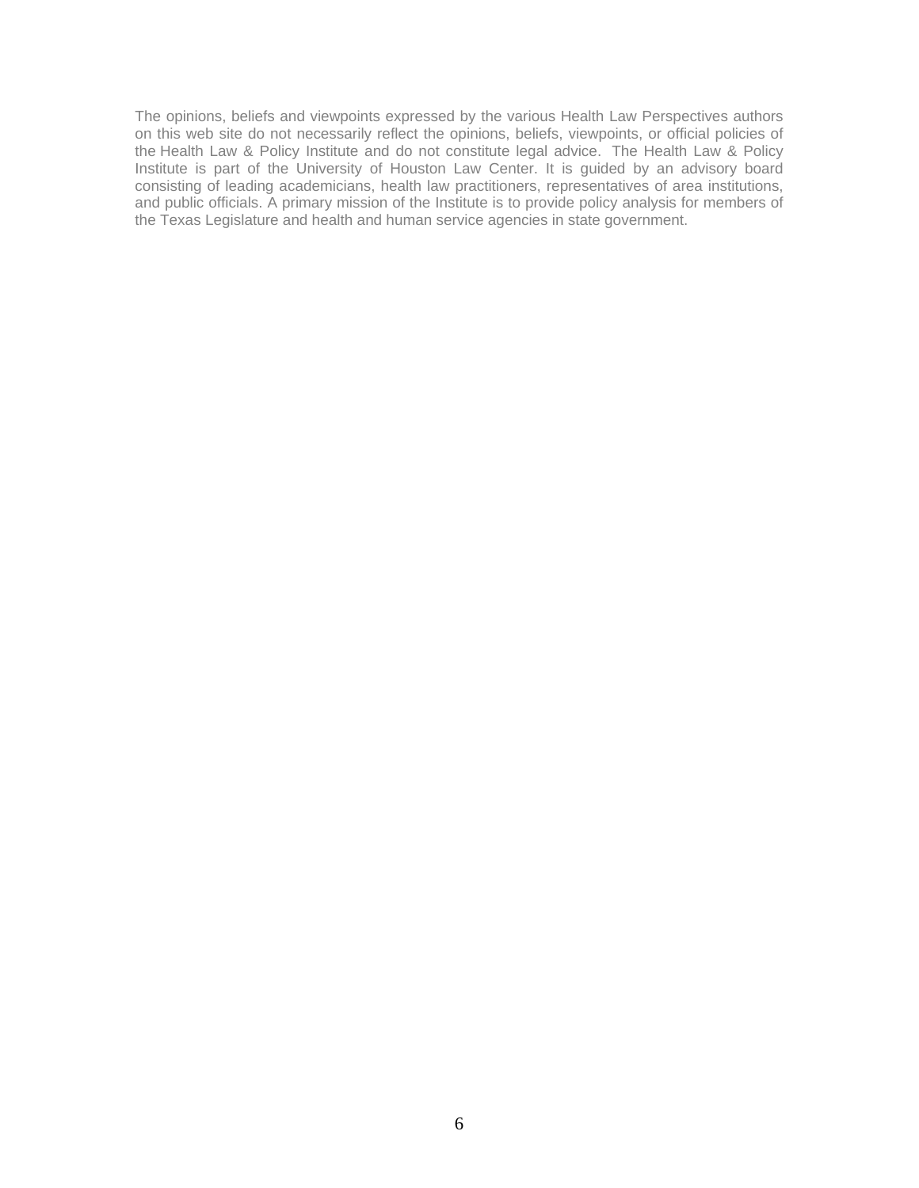The opinions, beliefs and viewpoints expressed by the various Health Law Perspectives authors on this web site do not necessarily reflect the opinions, beliefs, viewpoints, or official policies of the Health Law & Policy Institute and do not constitute legal advice. The Health Law & Policy Institute is part of the University of Houston Law Center. It is guided by an advisory board consisting of leading academicians, health law practitioners, representatives of area institutions, and public officials. A primary mission of the Institute is to provide policy analysis for members of the Texas Legislature and health and human service agencies in state government.